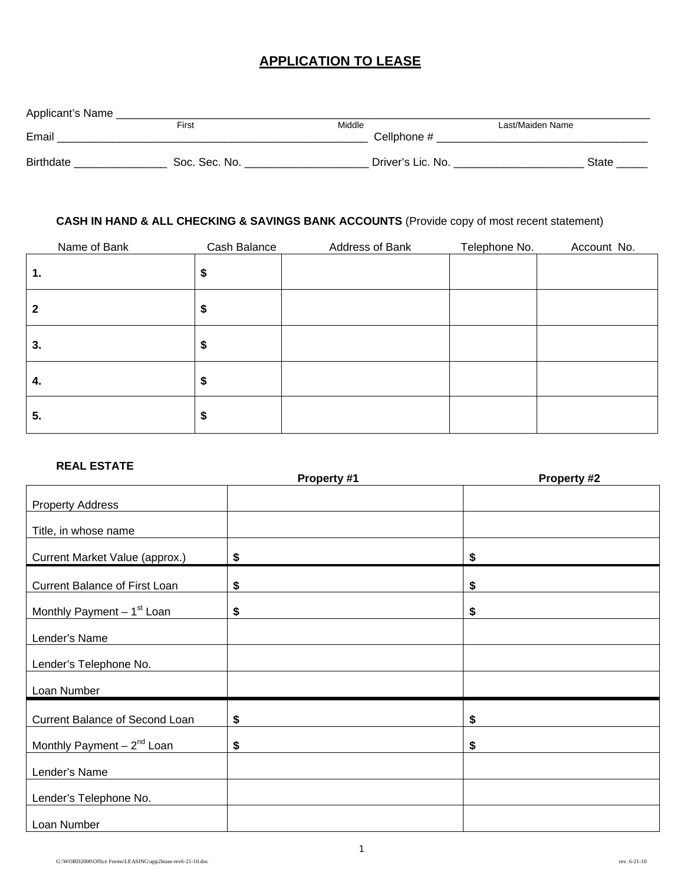# APPLICATION TO LEASE

Applicant's Name ______________________________________________________________________________
First Middle Last/Maiden Name

Email ___________________________________________________ Cellphone # __________________________________

Birthdate _______________ Soc. Sec. No. ____________________ Driver's Lic. No. _____________________ State _____

**CASH IN HAND & ALL CHECKING & SAVINGS BANK ACCOUNTS** (Provide copy of most recent statement)

| Name of Bank | Cash Balance | Address of Bank | Telephone No. | Account No. |
|---|---|---|---|---|
| **1.** | **$** | | | |
| **2** | **$** | | | |
| **3.** | **$** | | | |
| **4.** | **$** | | | |
| **5.** | **$** | | | |

**REAL ESTATE**

| | **Property #1** | **Property #2** |
|---|---|---|
| Property Address | | |
| Title, in whose name | | |
| Current Market Value (approx.) | **$** | **$** |
| Current Balance of First Loan | **$** | **$** |
| Monthly Payment – 1st Loan | **$** | **$** |
| Lender's Name | | |
| Lender's Telephone No. | | |
| Loan Number | | |
| Current Balance of Second Loan | **$** | **$** |
| Monthly Payment – 2nd Loan | **$** | **$** |
| Lender's Name | | |
| Lender's Telephone No. | | |
| Loan Number | | |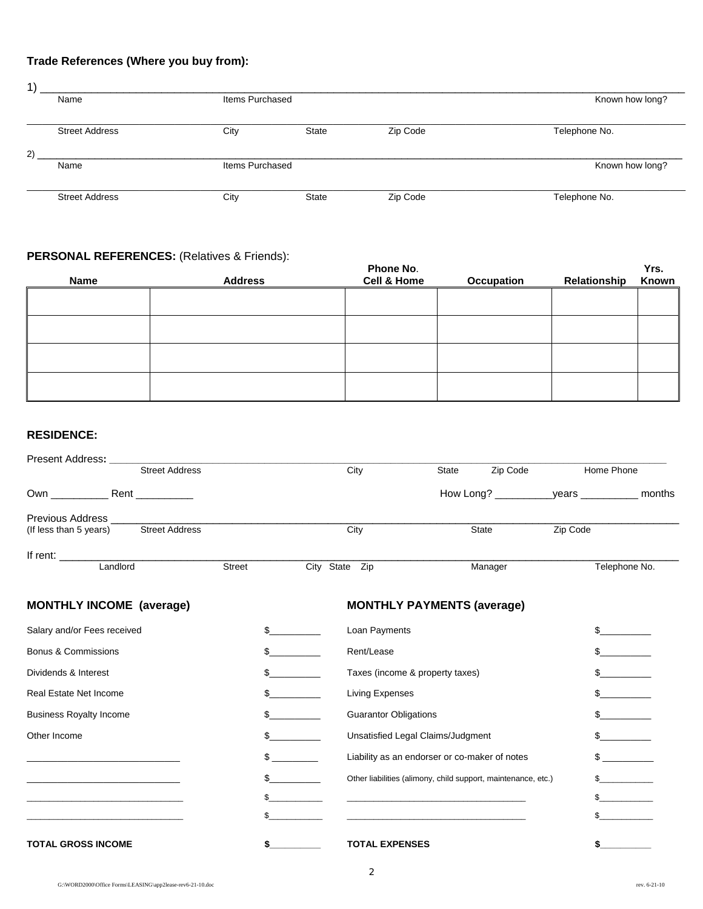### Trade References (Where you buy from):

1) ______________________________________________________________________________

Name | Items Purchased | Known how long?

______________________________________________________________________________

Street Address | City | State | Zip Code | Telephone No.

2) ______________________________________________________________________________

Name | Items Purchased | Known how long?

______________________________________________________________________________

Street Address | City | State | Zip Code | Telephone No.

### PERSONAL REFERENCES: (Relatives & Friends):

| Name | Address | Phone No. Cell & Home | Occupation | Relationship | Yrs. Known |
|---|---|---|---|---|---|
| | | | | | |
| | | | | | |
| | | | | | |
| | | | | | |

### RESIDENCE:

Present Address: ______________________________________________________________________________

Street Address | City | State | Zip Code | Home Phone

Own __________ Rent __________ How Long? __________years __________ months

Previous Address ______________________________________________________________________________

(If less than 5 years) Street Address | City | State | Zip Code

If rent: ______________________________________________________________________________

Landlord | Street | City State Zip | Manager | Telephone No.

| MONTHLY INCOME (average) | | MONTHLY PAYMENTS (average) | |
|---|---|---|---|
| Salary and/or Fees received | $__________ | Loan Payments | $__________ |
| Bonus & Commissions | $__________ | Rent/Lease | $__________ |
| Dividends & Interest | $__________ | Taxes (income & property taxes) | $__________ |
| Real Estate Net Income | $__________ | Living Expenses | $__________ |
| Business Royalty Income | $__________ | Guarantor Obligations | $__________ |
| Other Income | $__________ | Unsatisfied Legal Claims/Judgment | $__________ |
| ____________________________ | $__________ | Liability as an endorser or co-maker of notes | $__________ |
| ____________________________ | $__________ | Other liabilities (alimony, child support, maintenance, etc.) | $__________ |
| ____________________________ | $__________ | ____________________________________ | $__________ |
| ____________________________ | $__________ | ____________________________________ | $__________ |
| **TOTAL GROSS INCOME** | **$__________** | **TOTAL EXPENSES** | **$__________** |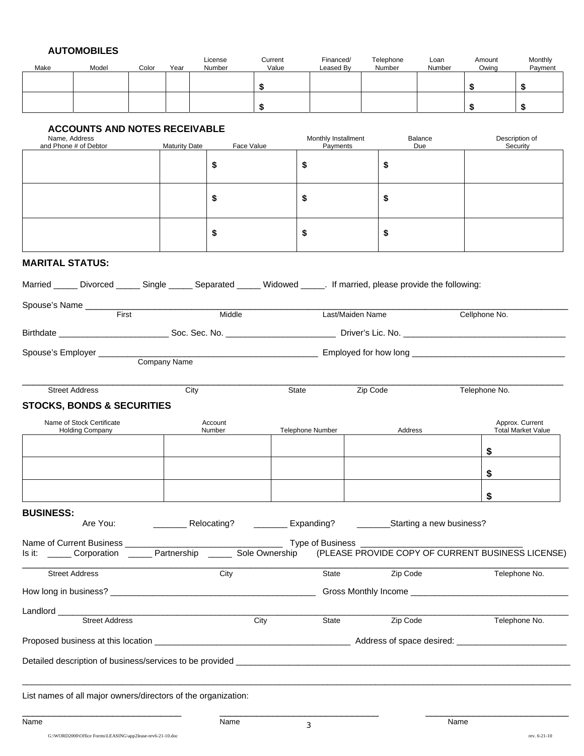### AUTOMOBILES

| Make | Model | Color | Year | License Number | Current Value | Financed/ Leased By | Telephone Number | Loan Number | Amount Owing | Monthly Payment |
|---|---|---|---|---|---|---|---|---|---|---|
| | | | | | $ | | | | $ | $ |
| | | | | | $ | | | | $ | $ |

### ACCOUNTS AND NOTES RECEIVABLE

| Name, Address and Phone # of Debtor | Maturity Date | Face Value | Monthly Installment Payments | Balance Due | Description of Security |
|---|---|---|---|---|---|
| | | $ | $ | $ | |
| | | $ | $ | $ | |
| | | $ | $ | $ | |

### MARITAL STATUS:

Married _____ Divorced _____ Single _____ Separated _____ Widowed _____. If married, please provide the following:

Spouse's Name ______________________________________________________________________________
First Middle Last/Maiden Name Cellphone No.

Birthdate _______________________ Soc. Sec. No. _______________________ Driver's Lic. No. _________________________________

Spouse's Employer _____________________________________________ Employed for how long _______________________________
Company Name

______________________________________________________________________________________________
Street Address City State Zip Code Telephone No.

### STOCKS, BONDS & SECURITIES

| Name of Stock Certificate Holding Company | Account Number | Telephone Number | Address | Approx. Current Total Market Value |
|---|---|---|---|---|
| | | | | $ |
| | | | | $ |
| | | | | $ |

### BUSINESS:

Are You: _______ Relocating? _______ Expanding? _______Starting a new business?

Name of Current Business ________________________________ Type of Business ________________________________

Is it: _____ Corporation _____ Partnership _____ Sole Ownership (PLEASE PROVIDE COPY OF CURRENT BUSINESS LICENSE)

______________________________________________________________________________________________
Street Address City State Zip Code Telephone No.

How long in business? __________________________________________ Gross Monthly Income _________________________________

Landlord ______________________________________________________________________________________
Street Address City State Zip Code Telephone No.

Proposed business at this location ________________________________________ Address of space desired: _______________________

Detailed description of business/services to be provided ___________________________________________________________________

______________________________________________________________________________________________

List names of all major owners/directors of the organization:

_________________________________ _________________________________ _______________________________
Name Name Name

G:\WORD2000\Office Forms\LEASING\app2lease-rev6-21-10.doc rev. 6-21-10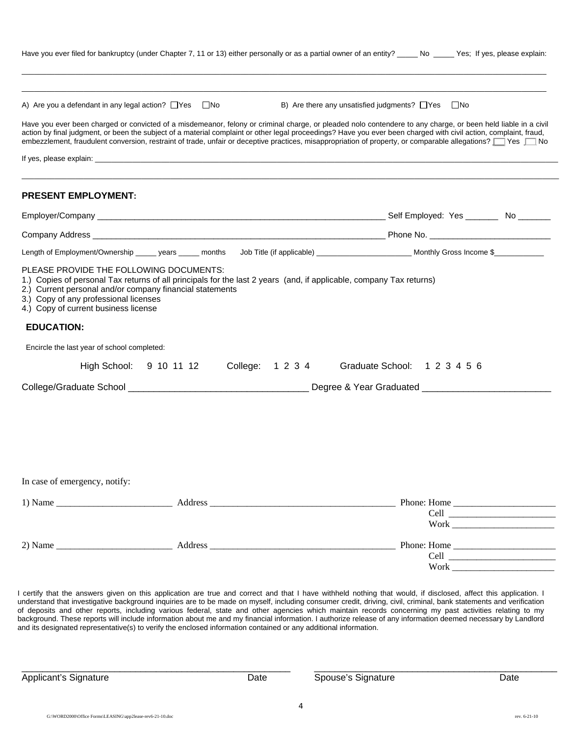Have you ever filed for bankruptcy (under Chapter 7, 11 or 13) either personally or as a partial owner of an entity? _____ No _____ Yes; If yes, please explain:

____________________________________________________________________________________________________

____________________________________________________________________________________________________

A) Are you a defendant in any legal action? ☐Yes ☐No     B) Are there any unsatisfied judgments? ☐Yes ☐No

Have you ever been charged or convicted of a misdemeanor, felony or criminal charge, or pleaded nolo contendere to any charge, or been held liable in a civil action by final judgment, or been the subject of a material complaint or other legal proceedings? Have you ever been charged with civil action, complaint, fraud, embezzlement, fraudulent conversion, restraint of trade, unfair or deceptive practices, misappropriation of property, or comparable allegations? ☐ Yes ☐ No

If yes, please explain: ____________________________________________________________________________________________________

____________________________________________________________________________________________________

## PRESENT EMPLOYMENT:

Employer/Company ________________________________________________________________ Self Employed: Yes _______ No _______

Company Address ________________________________________________________________ Phone No. _________________________

Length of Employment/Ownership _____ years _____ months   Job Title (if applicable) ______________________ Monthly Gross Income $____________

PLEASE PROVIDE THE FOLLOWING DOCUMENTS:
1.) Copies of personal Tax returns of all principals for the last 2 years (and, if applicable, company Tax returns)
2.) Current personal and/or company financial statements
3.) Copy of any professional licenses
4.) Copy of current business license

## EDUCATION:

Encircle the last year of school completed:

High School: 9 10 11 12     College: 1 2 3 4     Graduate School: 1 2 3 4 5 6

College/Graduate School ___________________________________ Degree & Year Graduated _________________________

In case of emergency, notify:

1) Name _________________________ Address ________________________________________ Phone: Home ______________________
Cell ______________________
Work ______________________

2) Name _________________________ Address ________________________________________ Phone: Home ______________________
Cell ______________________
Work ______________________

I certify that the answers given on this application are true and correct and that I have withheld nothing that would, if disclosed, affect this application. I understand that investigative background inquiries are to be made on myself, including consumer credit, driving, civil, criminal, bank statements and verification of deposits and other reports, including various federal, state and other agencies which maintain records concerning my past activities relating to my background. These reports will include information about me and my financial information. I authorize release of any information deemed necessary by Landlord and its designated representative(s) to verify the enclosed information contained or any additional information.

_____________________________________________________ _____________________________________________________
Applicant's Signature Date     Spouse's Signature Date

G:\WORD2000\Office Forms\LEASING\app2lease-rev6-21-10.doc     rev. 6-21-10